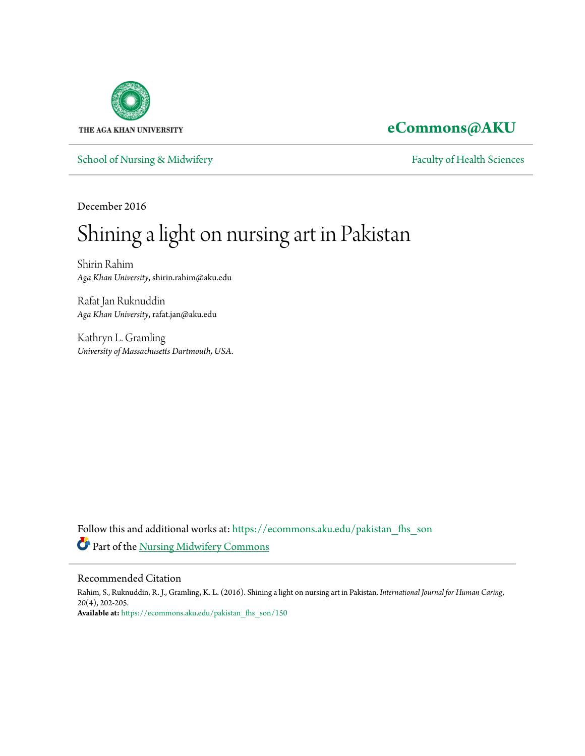THE AGA KHAN UNIVERSITY

**eCommons@AKU**

School of Nursing & Midwifery

Faculty of Health Sciences

December 2016

# Shining a light on nursing art in Pakistan

Shirin Rahim
*Aga Khan University*, shirin.rahim@aku.edu

Rafat Jan Ruknuddin
*Aga Khan University*, rafat.jan@aku.edu

Kathryn L. Gramling
*University of Massachusetts Dartmouth, USA.*

Follow this and additional works at: https://ecommons.aku.edu/pakistan_fhs_son

Part of the Nursing Midwifery Commons

## Recommended Citation

Rahim, S., Ruknuddin, R. J., Gramling, K. L. (2016). Shining a light on nursing art in Pakistan. *International Journal for Human Caring*, *20*(4), 202-205.

**Available at:** https://ecommons.aku.edu/pakistan_fhs_son/150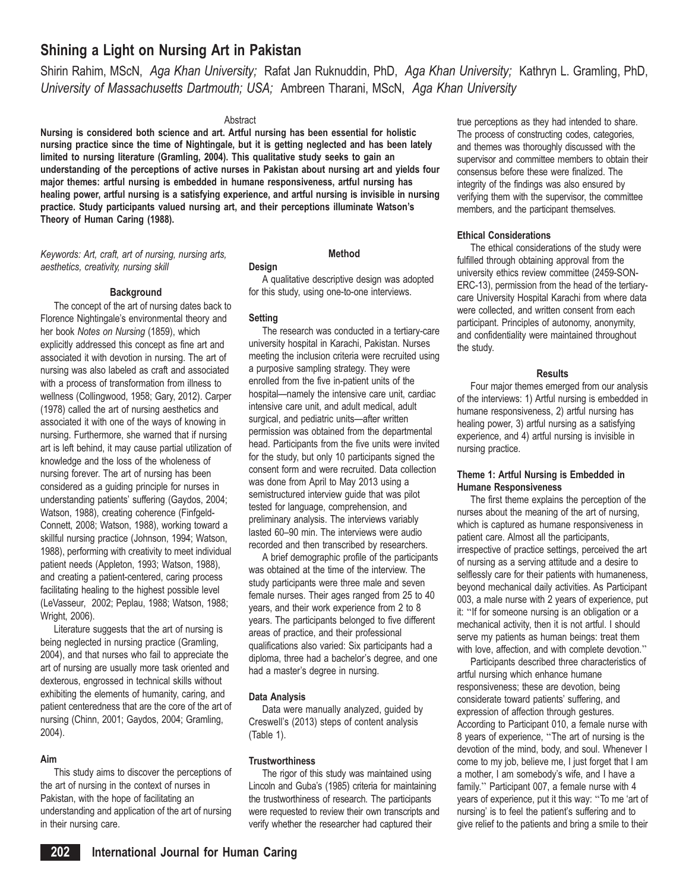# Shining a Light on Nursing Art in Pakistan

Shirin Rahim, MScN, *Aga Khan University;* Rafat Jan Ruknuddin, PhD, *Aga Khan University;* Kathryn L. Gramling, PhD, *University of Massachusetts Dartmouth; USA;* Ambreen Tharani, MScN, *Aga Khan University*

Abstract

**Nursing is considered both science and art. Artful nursing has been essential for holistic nursing practice since the time of Nightingale, but it is getting neglected and has been lately limited to nursing literature (Gramling, 2004). This qualitative study seeks to gain an understanding of the perceptions of active nurses in Pakistan about nursing art and yields four major themes: artful nursing is embedded in humane responsiveness, artful nursing has healing power, artful nursing is a satisfying experience, and artful nursing is invisible in nursing practice. Study participants valued nursing art, and their perceptions illuminate Watson's Theory of Human Caring (1988).**

*Keywords: Art, craft, art of nursing, nursing arts, aesthetics, creativity, nursing skill*

## Background

The concept of the art of nursing dates back to Florence Nightingale's environmental theory and her book *Notes on Nursing* (1859), which explicitly addressed this concept as fine art and associated it with devotion in nursing. The art of nursing was also labeled as craft and associated with a process of transformation from illness to wellness (Collingwood, 1958; Gary, 2012). Carper (1978) called the art of nursing aesthetics and associated it with one of the ways of knowing in nursing. Furthermore, she warned that if nursing art is left behind, it may cause partial utilization of knowledge and the loss of the wholeness of nursing forever. The art of nursing has been considered as a guiding principle for nurses in understanding patients' suffering (Gaydos, 2004; Watson, 1988), creating coherence (Finfgeld-Connett, 2008; Watson, 1988), working toward a skillful nursing practice (Johnson, 1994; Watson, 1988), performing with creativity to meet individual patient needs (Appleton, 1993; Watson, 1988), and creating a patient-centered, caring process facilitating healing to the highest possible level (LeVasseur, 2002; Peplau, 1988; Watson, 1988; Wright, 2006).

Literature suggests that the art of nursing is being neglected in nursing practice (Gramling, 2004), and that nurses who fail to appreciate the art of nursing are usually more task oriented and dexterous, engrossed in technical skills without exhibiting the elements of humanity, caring, and patient centeredness that are the core of the art of nursing (Chinn, 2001; Gaydos, 2004; Gramling, 2004).

### Aim

This study aims to discover the perceptions of the art of nursing in the context of nurses in Pakistan, with the hope of facilitating an understanding and application of the art of nursing in their nursing care.

## Method

### Design

A qualitative descriptive design was adopted for this study, using one-to-one interviews.

### Setting

The research was conducted in a tertiary-care university hospital in Karachi, Pakistan. Nurses meeting the inclusion criteria were recruited using a purposive sampling strategy. They were enrolled from the five in-patient units of the hospital—namely the intensive care unit, cardiac intensive care unit, and adult medical, adult surgical, and pediatric units—after written permission was obtained from the departmental head. Participants from the five units were invited for the study, but only 10 participants signed the consent form and were recruited. Data collection was done from April to May 2013 using a semistructured interview guide that was pilot tested for language, comprehension, and preliminary analysis. The interviews variably lasted 60–90 min. The interviews were audio recorded and then transcribed by researchers.

A brief demographic profile of the participants was obtained at the time of the interview. The study participants were three male and seven female nurses. Their ages ranged from 25 to 40 years, and their work experience from 2 to 8 years. The participants belonged to five different areas of practice, and their professional qualifications also varied: Six participants had a diploma, three had a bachelor's degree, and one had a master's degree in nursing.

### Data Analysis

Data were manually analyzed, guided by Creswell's (2013) steps of content analysis (Table 1).

### Trustworthiness

The rigor of this study was maintained using Lincoln and Guba's (1985) criteria for maintaining the trustworthiness of research. The participants were requested to review their own transcripts and verify whether the researcher had captured their true perceptions as they had intended to share. The process of constructing codes, categories, and themes was thoroughly discussed with the supervisor and committee members to obtain their consensus before these were finalized. The integrity of the findings was also ensured by verifying them with the supervisor, the committee members, and the participant themselves.

### Ethical Considerations

The ethical considerations of the study were fulfilled through obtaining approval from the university ethics review committee (2459-SON-ERC-13), permission from the head of the tertiary-care University Hospital Karachi from where data were collected, and written consent from each participant. Principles of autonomy, anonymity, and confidentiality were maintained throughout the study.

## Results

Four major themes emerged from our analysis of the interviews: 1) Artful nursing is embedded in humane responsiveness, 2) artful nursing has healing power, 3) artful nursing as a satisfying experience, and 4) artful nursing is invisible in nursing practice.

### Theme 1: Artful Nursing is Embedded in Humane Responsiveness

The first theme explains the perception of the nurses about the meaning of the art of nursing, which is captured as humane responsiveness in patient care. Almost all the participants, irrespective of practice settings, perceived the art of nursing as a serving attitude and a desire to selflessly care for their patients with humaneness, beyond mechanical daily activities. As Participant 003, a male nurse with 2 years of experience, put it: "If for someone nursing is an obligation or a mechanical activity, then it is not artful. I should serve my patients as human beings: treat them with love, affection, and with complete devotion."

Participants described three characteristics of artful nursing which enhance humane responsiveness; these are devotion, being considerate toward patients' suffering, and expression of affection through gestures. According to Participant 010, a female nurse with 8 years of experience, "The art of nursing is the devotion of the mind, body, and soul. Whenever I come to my job, believe me, I just forget that I am a mother, I am somebody's wife, and I have a family." Participant 007, a female nurse with 4 years of experience, put it this way: "To me 'art of nursing' is to feel the patient's suffering and to give relief to the patients and bring a smile to their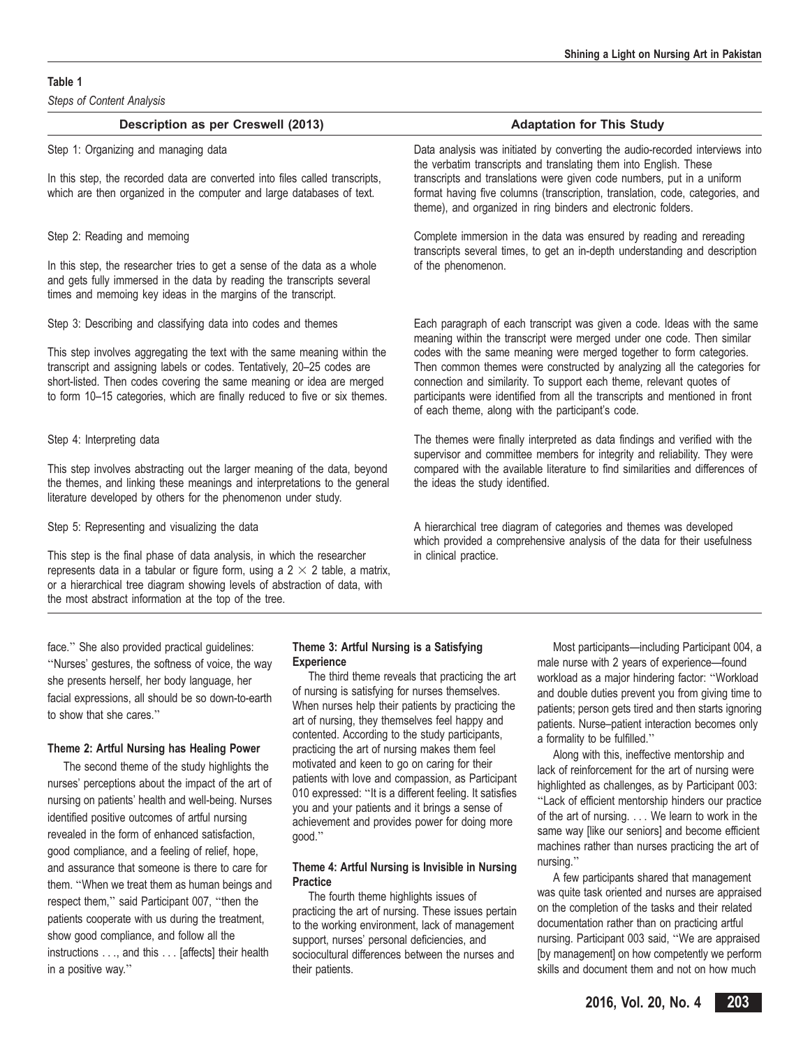**Table 1**

*Steps of Content Analysis*

| Description as per Creswell (2013) | Adaptation for This Study |
|---|---|
| Step 1: Organizing and managing data<br><br>In this step, the recorded data are converted into files called transcripts, which are then organized in the computer and large databases of text. | Data analysis was initiated by converting the audio-recorded interviews into the verbatim transcripts and translating them into English. These transcripts and translations were given code numbers, put in a uniform format having five columns (transcription, translation, code, categories, and theme), and organized in ring binders and electronic folders. |
| Step 2: Reading and memoing<br><br>In this step, the researcher tries to get a sense of the data as a whole and gets fully immersed in the data by reading the transcripts several times and memoing key ideas in the margins of the transcript. | Complete immersion in the data was ensured by reading and rereading transcripts several times, to get an in-depth understanding and description of the phenomenon. |
| Step 3: Describing and classifying data into codes and themes<br><br>This step involves aggregating the text with the same meaning within the transcript and assigning labels or codes. Tentatively, 20–25 codes are short-listed. Then codes covering the same meaning or idea are merged to form 10–15 categories, which are finally reduced to five or six themes. | Each paragraph of each transcript was given a code. Ideas with the same meaning within the transcript were merged under one code. Then similar codes with the same meaning were merged together to form categories. Then common themes were constructed by analyzing all the categories for connection and similarity. To support each theme, relevant quotes of participants were identified from all the transcripts and mentioned in front of each theme, along with the participant's code. |
| Step 4: Interpreting data<br><br>This step involves abstracting out the larger meaning of the data, beyond the themes, and linking these meanings and interpretations to the general literature developed by others for the phenomenon under study. | The themes were finally interpreted as data findings and verified with the supervisor and committee members for integrity and reliability. They were compared with the available literature to find similarities and differences of the ideas the study identified. |
| Step 5: Representing and visualizing the data<br><br>This step is the final phase of data analysis, in which the researcher represents data in a tabular or figure form, using a 2 × 2 table, a matrix, or a hierarchical tree diagram showing levels of abstraction of data, with the most abstract information at the top of the tree. | A hierarchical tree diagram of categories and themes was developed which provided a comprehensive analysis of the data for their usefulness in clinical practice. |

face." She also provided practical guidelines: "Nurses' gestures, the softness of voice, the way she presents herself, her body language, her facial expressions, all should be so down-to-earth to show that she cares."

**Theme 2: Artful Nursing has Healing Power**

The second theme of the study highlights the nurses' perceptions about the impact of the art of nursing on patients' health and well-being. Nurses identified positive outcomes of artful nursing revealed in the form of enhanced satisfaction, good compliance, and a feeling of relief, hope, and assurance that someone is there to care for them. "When we treat them as human beings and respect them," said Participant 007, "then the patients cooperate with us during the treatment, show good compliance, and follow all the instructions . . ., and this . . . [affects] their health in a positive way."

**Theme 3: Artful Nursing is a Satisfying Experience**

The third theme reveals that practicing the art of nursing is satisfying for nurses themselves. When nurses help their patients by practicing the art of nursing, they themselves feel happy and contented. According to the study participants, practicing the art of nursing makes them feel motivated and keen to go on caring for their patients with love and compassion, as Participant 010 expressed: "It is a different feeling. It satisfies you and your patients and it brings a sense of achievement and provides power for doing more good."

**Theme 4: Artful Nursing is Invisible in Nursing Practice**

The fourth theme highlights issues of practicing the art of nursing. These issues pertain to the working environment, lack of management support, nurses' personal deficiencies, and sociocultural differences between the nurses and their patients.

Most participants—including Participant 004, a male nurse with 2 years of experience—found workload as a major hindering factor: "Workload and double duties prevent you from giving time to patients; person gets tired and then starts ignoring patients. Nurse–patient interaction becomes only a formality to be fulfilled."

Along with this, ineffective mentorship and lack of reinforcement for the art of nursing were highlighted as challenges, as by Participant 003: "Lack of efficient mentorship hinders our practice of the art of nursing. . . . We learn to work in the same way [like our seniors] and become efficient machines rather than nurses practicing the art of nursing."

A few participants shared that management was quite task oriented and nurses are appraised on the completion of the tasks and their related documentation rather than on practicing artful nursing. Participant 003 said, "We are appraised [by management] on how competently we perform skills and document them and not on how much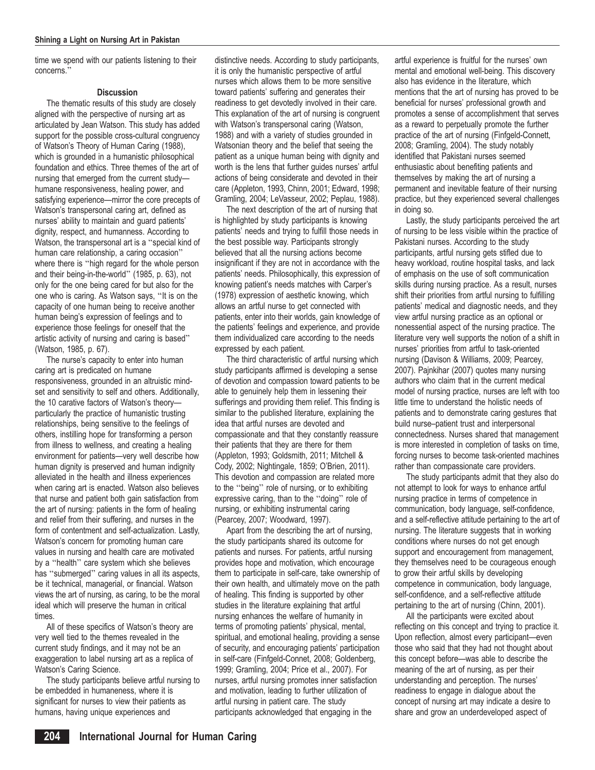time we spend with our patients listening to their concerns."

### Discussion

The thematic results of this study are closely aligned with the perspective of nursing art as articulated by Jean Watson. This study has added support for the possible cross-cultural congruency of Watson's Theory of Human Caring (1988), which is grounded in a humanistic philosophical foundation and ethics. Three themes of the art of nursing that emerged from the current study—humane responsiveness, healing power, and satisfying experience—mirror the core precepts of Watson's transpersonal caring art, defined as nurses' ability to maintain and guard patients' dignity, respect, and humanness. According to Watson, the transpersonal art is a "special kind of human care relationship, a caring occasion" where there is "high regard for the whole person and their being-in-the-world" (1985, p. 63), not only for the one being cared for but also for the one who is caring. As Watson says, "It is on the capacity of one human being to receive another human being's expression of feelings and to experience those feelings for oneself that the artistic activity of nursing and caring is based" (Watson, 1985, p. 67).

The nurse's capacity to enter into human caring art is predicated on humane responsiveness, grounded in an altruistic mind-set and sensitivity to self and others. Additionally, the 10 carative factors of Watson's theory—particularly the practice of humanistic trusting relationships, being sensitive to the feelings of others, instilling hope for transforming a person from illness to wellness, and creating a healing environment for patients—very well describe how human dignity is preserved and human indignity alleviated in the health and illness experiences when caring art is enacted. Watson also believes that nurse and patient both gain satisfaction from the art of nursing: patients in the form of healing and relief from their suffering, and nurses in the form of contentment and self-actualization. Lastly, Watson's concern for promoting human care values in nursing and health care are motivated by a "health" care system which she believes has "submerged" caring values in all its aspects, be it technical, managerial, or financial. Watson views the art of nursing, as caring, to be the moral ideal which will preserve the human in critical times.

All of these specifics of Watson's theory are very well tied to the themes revealed in the current study findings, and it may not be an exaggeration to label nursing art as a replica of Watson's Caring Science.

The study participants believe artful nursing to be embedded in humaneness, where it is significant for nurses to view their patients as humans, having unique experiences and distinctive needs. According to study participants, it is only the humanistic perspective of artful nurses which allows them to be more sensitive toward patients' suffering and generates their readiness to get devotedly involved in their care. This explanation of the art of nursing is congruent with Watson's transpersonal caring (Watson, 1988) and with a variety of studies grounded in Watsonian theory and the belief that seeing the patient as a unique human being with dignity and worth is the lens that further guides nurses' artful actions of being considerate and devoted in their care (Appleton, 1993, Chinn, 2001; Edward, 1998; Gramling, 2004; LeVasseur, 2002; Peplau, 1988).

The next description of the art of nursing that is highlighted by study participants is knowing patients' needs and trying to fulfill those needs in the best possible way. Participants strongly believed that all the nursing actions become insignificant if they are not in accordance with the patients' needs. Philosophically, this expression of knowing patient's needs matches with Carper's (1978) expression of aesthetic knowing, which allows an artful nurse to get connected with patients, enter into their worlds, gain knowledge of the patients' feelings and experience, and provide them individualized care according to the needs expressed by each patient.

The third characteristic of artful nursing which study participants affirmed is developing a sense of devotion and compassion toward patients to be able to genuinely help them in lessening their sufferings and providing them relief. This finding is similar to the published literature, explaining the idea that artful nurses are devoted and compassionate and that they constantly reassure their patients that they are there for them (Appleton, 1993; Goldsmith, 2011; Mitchell & Cody, 2002; Nightingale, 1859; O'Brien, 2011). This devotion and compassion are related more to the "being" role of nursing, or to exhibiting expressive caring, than to the "doing" role of nursing, or exhibiting instrumental caring (Pearcey, 2007; Woodward, 1997).

Apart from the describing the art of nursing, the study participants shared its outcome for patients and nurses. For patients, artful nursing provides hope and motivation, which encourage them to participate in self-care, take ownership of their own health, and ultimately move on the path of healing. This finding is supported by other studies in the literature explaining that artful nursing enhances the welfare of humanity in terms of promoting patients' physical, mental, spiritual, and emotional healing, providing a sense of security, and encouraging patients' participation in self-care (Finfgeld-Connet, 2008; Goldenberg, 1999; Gramling, 2004; Price et al., 2007). For nurses, artful nursing promotes inner satisfaction and motivation, leading to further utilization of artful nursing in patient care. The study participants acknowledged that engaging in the artful experience is fruitful for the nurses' own mental and emotional well-being. This discovery also has evidence in the literature, which mentions that the art of nursing has proved to be beneficial for nurses' professional growth and promotes a sense of accomplishment that serves as a reward to perpetually promote the further practice of the art of nursing (Finfgeld-Connett, 2008; Gramling, 2004). The study notably identified that Pakistani nurses seemed enthusiastic about benefiting patients and themselves by making the art of nursing a permanent and inevitable feature of their nursing practice, but they experienced several challenges in doing so.

Lastly, the study participants perceived the art of nursing to be less visible within the practice of Pakistani nurses. According to the study participants, artful nursing gets stifled due to heavy workload, routine hospital tasks, and lack of emphasis on the use of soft communication skills during nursing practice. As a result, nurses shift their priorities from artful nursing to fulfilling patients' medical and diagnostic needs, and they view artful nursing practice as an optional or nonessential aspect of the nursing practice. The literature very well supports the notion of a shift in nurses' priorities from artful to task-oriented nursing (Davison & Williams, 2009; Pearcey, 2007). Pajnkihar (2007) quotes many nursing authors who claim that in the current medical model of nursing practice, nurses are left with too little time to understand the holistic needs of patients and to demonstrate caring gestures that build nurse–patient trust and interpersonal connectedness. Nurses shared that management is more interested in completion of tasks on time, forcing nurses to become task-oriented machines rather than compassionate care providers.

The study participants admit that they also do not attempt to look for ways to enhance artful nursing practice in terms of competence in communication, body language, self-confidence, and a self-reflective attitude pertaining to the art of nursing. The literature suggests that in working conditions where nurses do not get enough support and encouragement from management, they themselves need to be courageous enough to grow their artful skills by developing competence in communication, body language, self-confidence, and a self-reflective attitude pertaining to the art of nursing (Chinn, 2001).

All the participants were excited about reflecting on this concept and trying to practice it. Upon reflection, almost every participant—even those who said that they had not thought about this concept before—was able to describe the meaning of the art of nursing, as per their understanding and perception. The nurses' readiness to engage in dialogue about the concept of nursing art may indicate a desire to share and grow an underdeveloped aspect of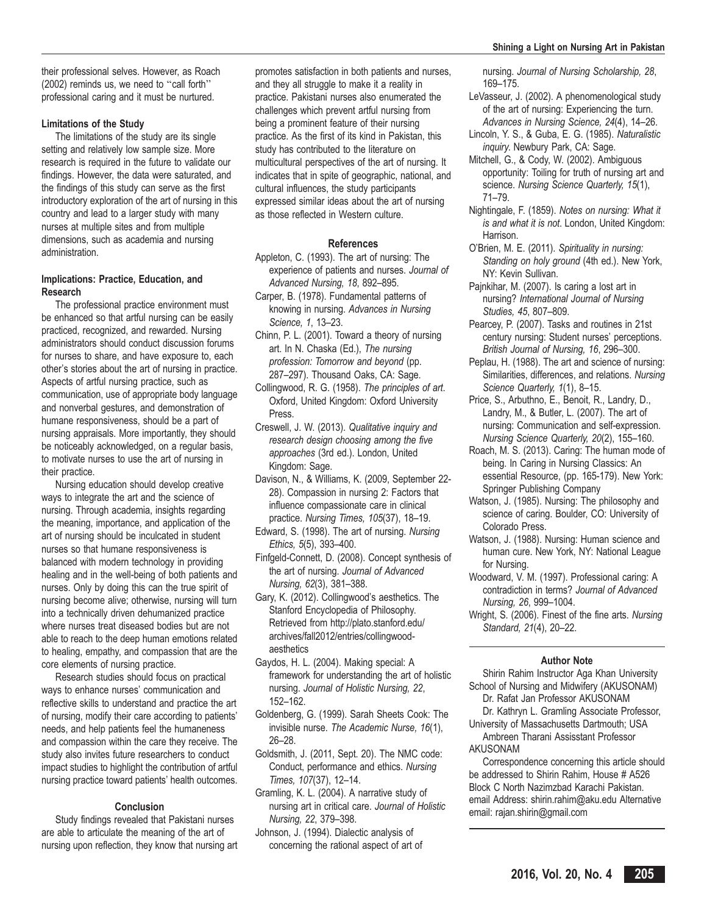their professional selves. However, as Roach (2002) reminds us, we need to "call forth" professional caring and it must be nurtured.

### Limitations of the Study

The limitations of the study are its single setting and relatively low sample size. More research is required in the future to validate our findings. However, the data were saturated, and the findings of this study can serve as the first introductory exploration of the art of nursing in this country and lead to a larger study with many nurses at multiple sites and from multiple dimensions, such as academia and nursing administration.

### Implications: Practice, Education, and Research

The professional practice environment must be enhanced so that artful nursing can be easily practiced, recognized, and rewarded. Nursing administrators should conduct discussion forums for nurses to share, and have exposure to, each other's stories about the art of nursing in practice. Aspects of artful nursing practice, such as communication, use of appropriate body language and nonverbal gestures, and demonstration of humane responsiveness, should be a part of nursing appraisals. More importantly, they should be noticeably acknowledged, on a regular basis, to motivate nurses to use the art of nursing in their practice.

Nursing education should develop creative ways to integrate the art and the science of nursing. Through academia, insights regarding the meaning, importance, and application of the art of nursing should be inculcated in student nurses so that humane responsiveness is balanced with modern technology in providing healing and in the well-being of both patients and nurses. Only by doing this can the true spirit of nursing become alive; otherwise, nursing will turn into a technically driven dehumanized practice where nurses treat diseased bodies but are not able to reach to the deep human emotions related to healing, empathy, and compassion that are the core elements of nursing practice.

Research studies should focus on practical ways to enhance nurses' communication and reflective skills to understand and practice the art of nursing, modify their care according to patients' needs, and help patients feel the humaneness and compassion within the care they receive. The study also invites future researchers to conduct impact studies to highlight the contribution of artful nursing practice toward patients' health outcomes.

## Conclusion

Study findings revealed that Pakistani nurses are able to articulate the meaning of the art of nursing upon reflection, they know that nursing art promotes satisfaction in both patients and nurses, and they all struggle to make it a reality in practice. Pakistani nurses also enumerated the challenges which prevent artful nursing from being a prominent feature of their nursing practice. As the first of its kind in Pakistan, this study has contributed to the literature on multicultural perspectives of the art of nursing. It indicates that in spite of geographic, national, and cultural influences, the study participants expressed similar ideas about the art of nursing as those reflected in Western culture.

## References

Appleton, C. (1993). The art of nursing: The experience of patients and nurses. *Journal of Advanced Nursing, 18*, 892–895.

Carper, B. (1978). Fundamental patterns of knowing in nursing. *Advances in Nursing Science, 1*, 13–23.

Chinn, P. L. (2001). Toward a theory of nursing art. In N. Chaska (Ed.), *The nursing profession: Tomorrow and beyond* (pp. 287–297). Thousand Oaks, CA: Sage.

Collingwood, R. G. (1958). *The principles of art*. Oxford, United Kingdom: Oxford University Press.

Creswell, J. W. (2013). *Qualitative inquiry and research design choosing among the five approaches* (3rd ed.). London, United Kingdom: Sage.

Davison, N., & Williams, K. (2009, September 22-28). Compassion in nursing 2: Factors that influence compassionate care in clinical practice. *Nursing Times, 105*(37), 18–19.

Edward, S. (1998). The art of nursing. *Nursing Ethics, 5*(5), 393–400.

Finfgeld-Connett, D. (2008). Concept synthesis of the art of nursing. *Journal of Advanced Nursing, 62*(3), 381–388.

Gary, K. (2012). Collingwood's aesthetics. The Stanford Encyclopedia of Philosophy. Retrieved from http://plato.stanford.edu/archives/fall2012/entries/collingwood-aesthetics

Gaydos, H. L. (2004). Making special: A framework for understanding the art of holistic nursing. *Journal of Holistic Nursing, 22*, 152–162.

Goldenberg, G. (1999). Sarah Sheets Cook: The invisible nurse. *The Academic Nurse, 16*(1), 26–28.

Goldsmith, J. (2011, Sept. 20). The NMC code: Conduct, performance and ethics. *Nursing Times, 107*(37), 12–14.

Gramling, K. L. (2004). A narrative study of nursing art in critical care. *Journal of Holistic Nursing, 22*, 379–398.

Johnson, J. (1994). Dialectic analysis of concerning the rational aspect of art of nursing. *Journal of Nursing Scholarship, 28*, 169–175.

LeVasseur, J. (2002). A phenomenological study of the art of nursing: Experiencing the turn. *Advances in Nursing Science, 24*(4), 14–26.

Lincoln, Y. S., & Guba, E. G. (1985). *Naturalistic inquiry*. Newbury Park, CA: Sage.

Mitchell, G., & Cody, W. (2002). Ambiguous opportunity: Toiling for truth of nursing art and science. *Nursing Science Quarterly, 15*(1), 71–79.

Nightingale, F. (1859). *Notes on nursing: What it is and what it is not*. London, United Kingdom: Harrison.

O'Brien, M. E. (2011). *Spirituality in nursing: Standing on holy ground* (4th ed.). New York, NY: Kevin Sullivan.

Pajnkihar, M. (2007). Is caring a lost art in nursing? *International Journal of Nursing Studies, 45*, 807–809.

Pearcey, P. (2007). Tasks and routines in 21st century nursing: Student nurses' perceptions. *British Journal of Nursing, 16*, 296–300.

Peplau, H. (1988). The art and science of nursing: Similarities, differences, and relations. *Nursing Science Quarterly, 1*(1), 8–15.

Price, S., Arbuthno, E., Benoit, R., Landry, D., Landry, M., & Butler, L. (2007). The art of nursing: Communication and self-expression. *Nursing Science Quarterly, 20*(2), 155–160.

Roach, M. S. (2013). Caring: The human mode of being. In Caring in Nursing Classics: An essential Resource, (pp. 165-179). New York: Springer Publishing Company

Watson, J. (1985). Nursing: The philosophy and science of caring. Boulder, CO: University of Colorado Press.

Watson, J. (1988). Nursing: Human science and human cure. New York, NY: National League for Nursing.

Woodward, V. M. (1997). Professional caring: A contradiction in terms? *Journal of Advanced Nursing, 26*, 999–1004.

Wright, S. (2006). Finest of the fine arts. *Nursing Standard, 21*(4), 20–22.

## Author Note

Shirin Rahim Instructor Aga Khan University School of Nursing and Midwifery (AKUSONAM)

Dr. Rafat Jan Professor AKUSONAM

Dr. Kathryn L. Gramling Associate Professor, University of Massachusetts Dartmouth; USA

Ambreen Tharani Assisstant Professor AKUSONAM

Correspondence concerning this article should be addressed to Shirin Rahim, House # A526 Block C North Nazimzbad Karachi Pakistan. email Address: shirin.rahim@aku.edu Alternative email: rajan.shirin@gmail.com